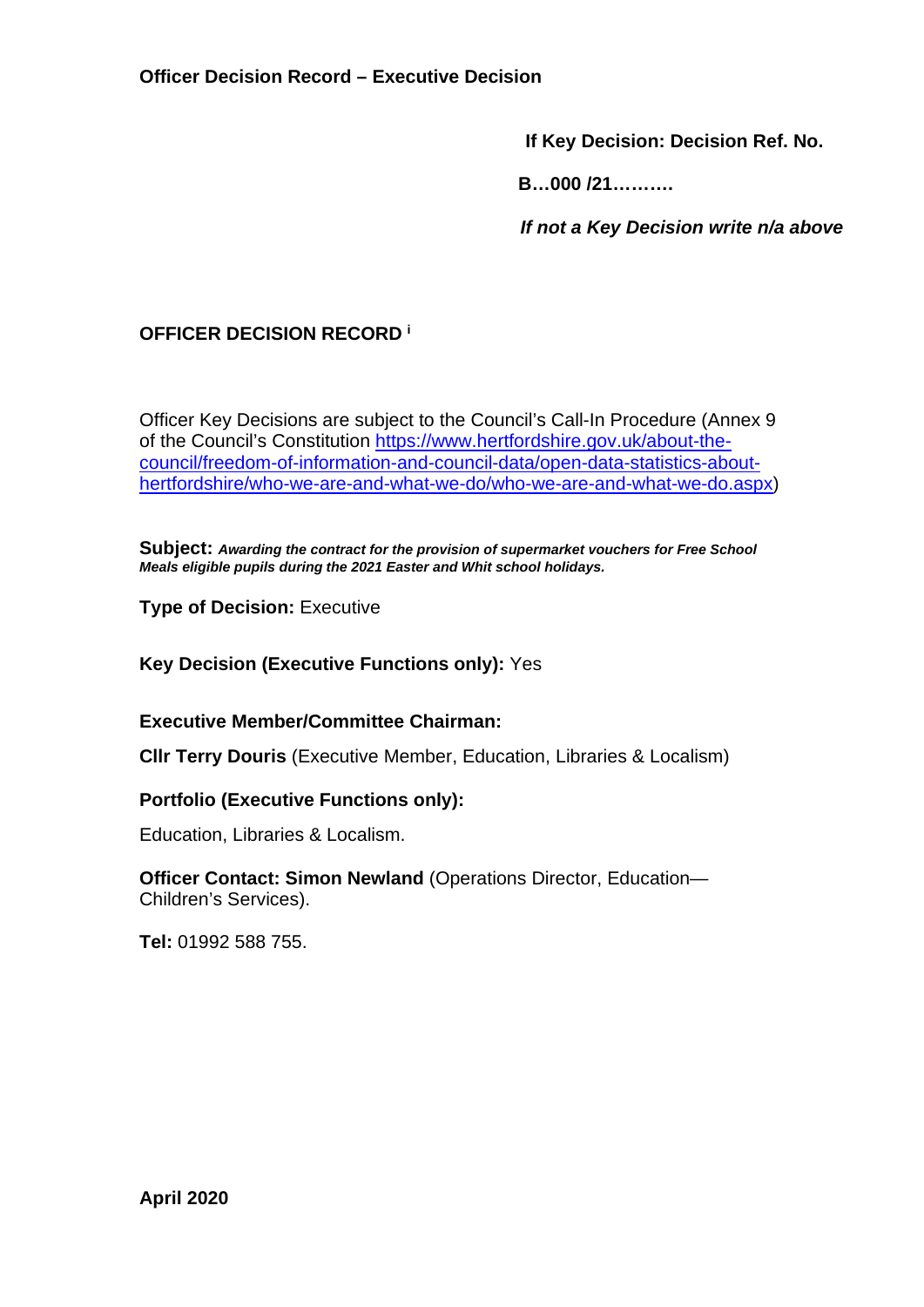**Officer Decision Record – Executive Decision**

**If Key Decision: Decision Ref. No.**

**B…000 /21……….**

***If not a Key Decision write n/a above***

**OFFICER DECISION RECORD** [i]

Officer Key Decisions are subject to the Council's Call-In Procedure (Annex 9 of the Council's Constitution [https://www.hertfordshire.gov.uk/about-the-council/freedom-of-information-and-council-data/open-data-statistics-about-hertfordshire/who-we-are-and-what-we-do/who-we-are-and-what-we-do.aspx](https://www.hertfordshire.gov.uk/about-the-council/freedom-of-information-and-council-data/open-data-statistics-about-hertfordshire/who-we-are-and-what-we-do/who-we-are-and-what-we-do.aspx))

**Subject:** ***Awarding the contract for the provision of supermarket vouchers for Free School Meals eligible pupils during the 2021 Easter and Whit school holidays.***

**Type of Decision:** Executive

**Key Decision (Executive Functions only):** Yes

**Executive Member/Committee Chairman:**

**Cllr Terry Douris** (Executive Member, Education, Libraries & Localism)

**Portfolio (Executive Functions only):**

Education, Libraries & Localism.

**Officer Contact: Simon Newland** (Operations Director, Education—Children's Services).

**Tel:** 01992 588 755.

**April 2020**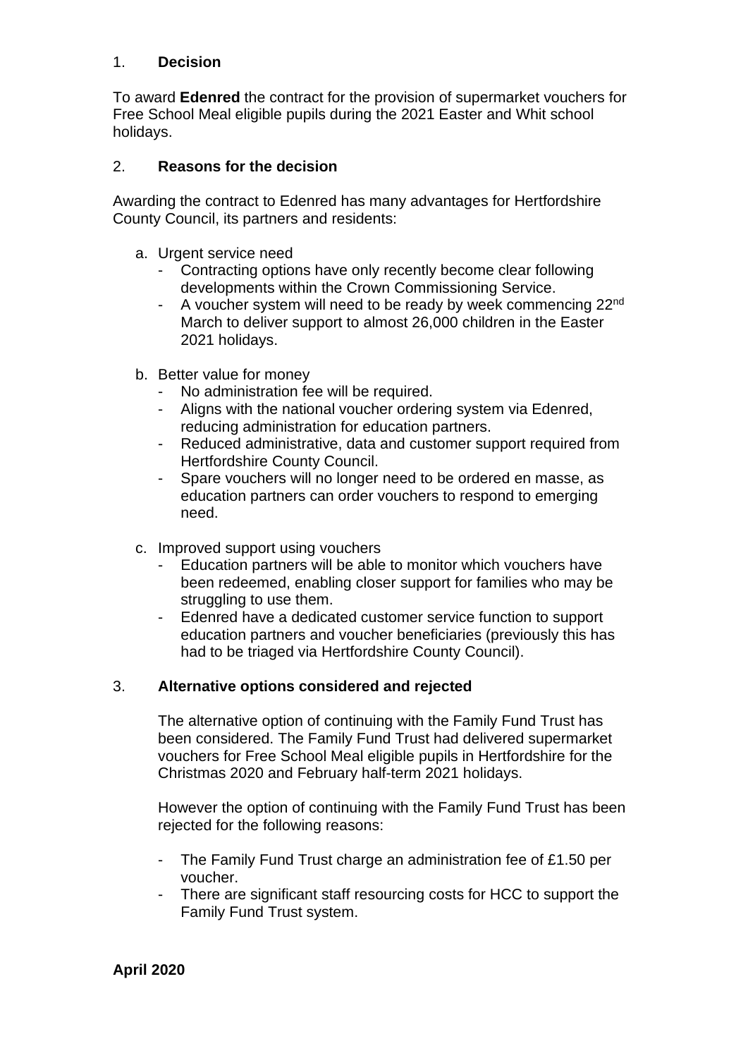## 1. Decision

To award **Edenred** the contract for the provision of supermarket vouchers for Free School Meal eligible pupils during the 2021 Easter and Whit school holidays.

## 2. Reasons for the decision

Awarding the contract to Edenred has many advantages for Hertfordshire County Council, its partners and residents:

a. Urgent service need
   - Contracting options have only recently become clear following developments within the Crown Commissioning Service.
   - A voucher system will need to be ready by week commencing 22nd March to deliver support to almost 26,000 children in the Easter 2021 holidays.

b. Better value for money
   - No administration fee will be required.
   - Aligns with the national voucher ordering system via Edenred, reducing administration for education partners.
   - Reduced administrative, data and customer support required from Hertfordshire County Council.
   - Spare vouchers will no longer need to be ordered en masse, as education partners can order vouchers to respond to emerging need.

c. Improved support using vouchers
   - Education partners will be able to monitor which vouchers have been redeemed, enabling closer support for families who may be struggling to use them.
   - Edenred have a dedicated customer service function to support education partners and voucher beneficiaries (previously this has had to be triaged via Hertfordshire County Council).

## 3. Alternative options considered and rejected

The alternative option of continuing with the Family Fund Trust has been considered. The Family Fund Trust had delivered supermarket vouchers for Free School Meal eligible pupils in Hertfordshire for the Christmas 2020 and February half-term 2021 holidays.

However the option of continuing with the Family Fund Trust has been rejected for the following reasons:

- The Family Fund Trust charge an administration fee of £1.50 per voucher.
- There are significant staff resourcing costs for HCC to support the Family Fund Trust system.

**April 2020**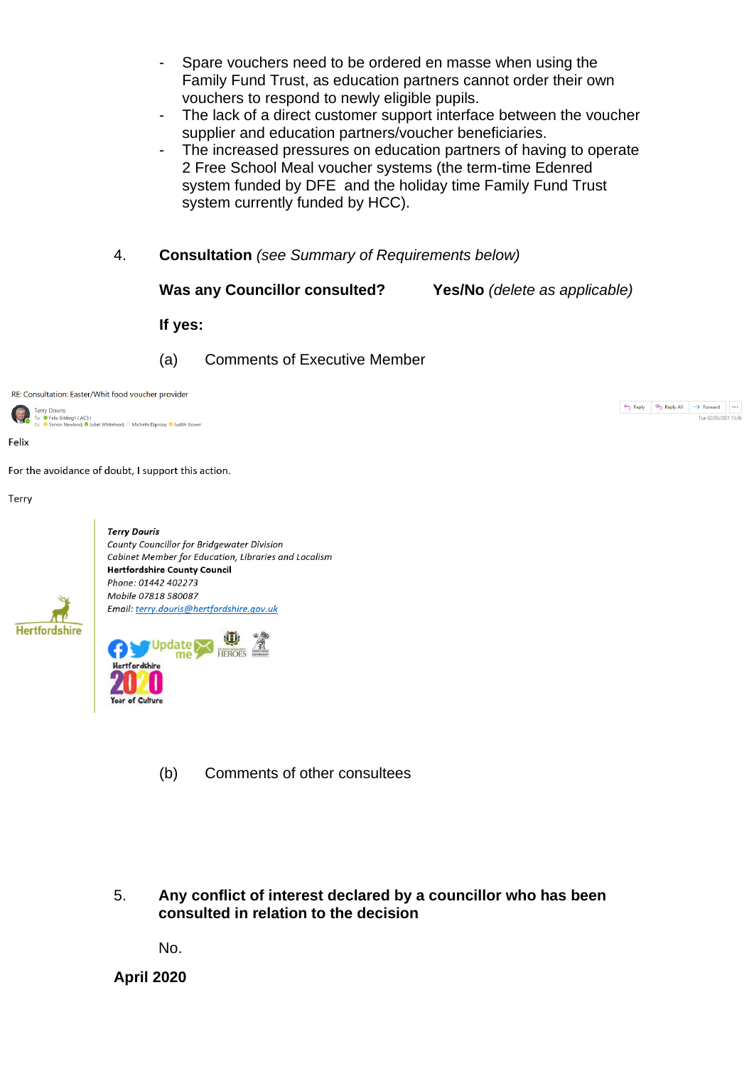- Spare vouchers need to be ordered en masse when using the Family Fund Trust, as education partners cannot order their own vouchers to respond to newly eligible pupils.
- The lack of a direct customer support interface between the voucher supplier and education partners/voucher beneficiaries.
- The increased pressures on education partners of having to operate 2 Free School Meal voucher systems (the term-time Edenred system funded by DFE and the holiday time Family Fund Trust system currently funded by HCC).

4. **Consultation** *(see Summary of Requirements below)*

**Was any Councillor consulted?** **Yes/No** *(delete as applicable)*

**If yes:**

(a) Comments of Executive Member

RE: Consultation: Easter/Whit food voucher provider

Terry Douris
To Felix Gilding! (ACS)
Cc Simon Newland; Juliet Whitehead; Michelle Diprose; Judith Gower

Tue 02/03/2021 13:36

Felix

For the avoidance of doubt, I support this action.

Terry

***Terry Douris***
*County Councillor for Bridgewater Division*
*Cabinet Member for Education, Libraries and Localism*
**Hertfordshire County Council**
*Phone: 01442 402273*
*Mobile 07818 580087*
*Email: terry.douris@hertfordshire.gov.uk*

(b) Comments of other consultees

5. **Any conflict of interest declared by a councillor who has been consulted in relation to the decision**

No.

**April 2020**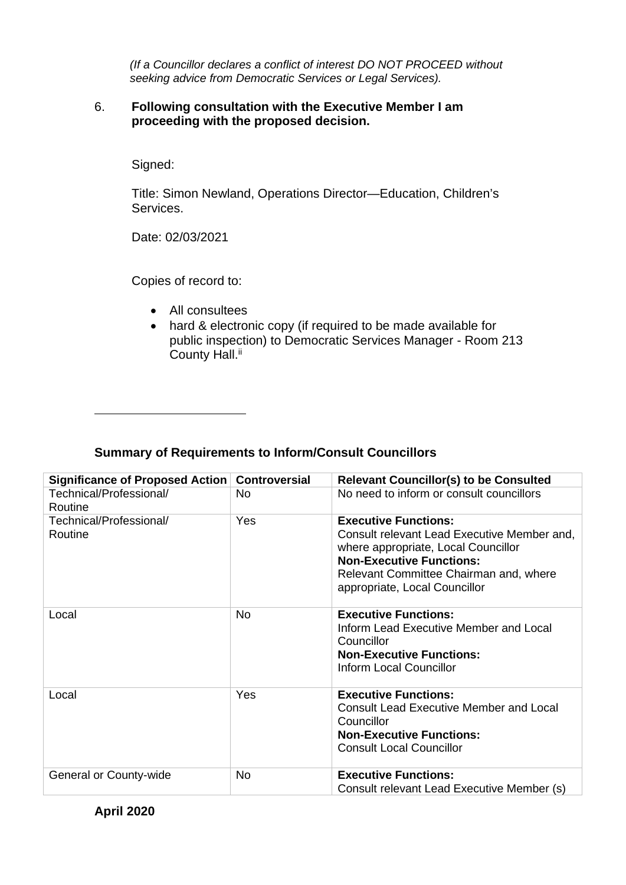*(If a Councillor declares a conflict of interest DO NOT PROCEED without seeking advice from Democratic Services or Legal Services).*

6. **Following consultation with the Executive Member I am proceeding with the proposed decision.**

Signed:

Title: Simon Newland, Operations Director—Education, Children's Services.

Date: 02/03/2021

Copies of record to:

- All consultees
- hard & electronic copy (if required to be made available for public inspection) to Democratic Services Manager - Room 213 County Hall.[ii]

---

**Summary of Requirements to Inform/Consult Councillors**

| Significance of Proposed Action | Controversial | Relevant Councillor(s) to be Consulted |
|---|---|---|
| Technical/Professional/ Routine | No | No need to inform or consult councillors |
| Technical/Professional/ Routine | Yes | **Executive Functions:** Consult relevant Lead Executive Member and, where appropriate, Local Councillor **Non-Executive Functions:** Relevant Committee Chairman and, where appropriate, Local Councillor |
| Local | No | **Executive Functions:** Inform Lead Executive Member and Local Councillor **Non-Executive Functions:** Inform Local Councillor |
| Local | Yes | **Executive Functions:** Consult Lead Executive Member and Local Councillor **Non-Executive Functions:** Consult Local Councillor |
| General or County-wide | No | **Executive Functions:** Consult relevant Lead Executive Member (s) |

**April 2020**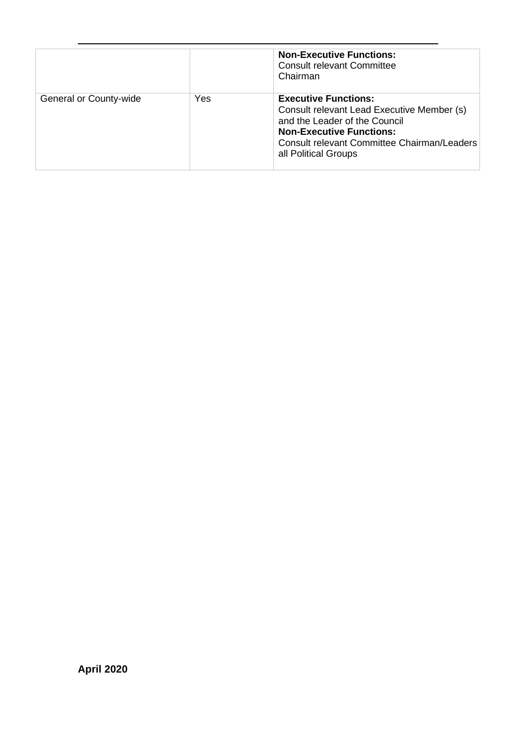| | | |
|---|---|---|
| | | **Non-Executive Functions:** Consult relevant Committee Chairman |
| General or County-wide | Yes | **Executive Functions:** Consult relevant Lead Executive Member (s) and the Leader of the Council **Non-Executive Functions:** Consult relevant Committee Chairman/Leaders all Political Groups |

**April 2020**